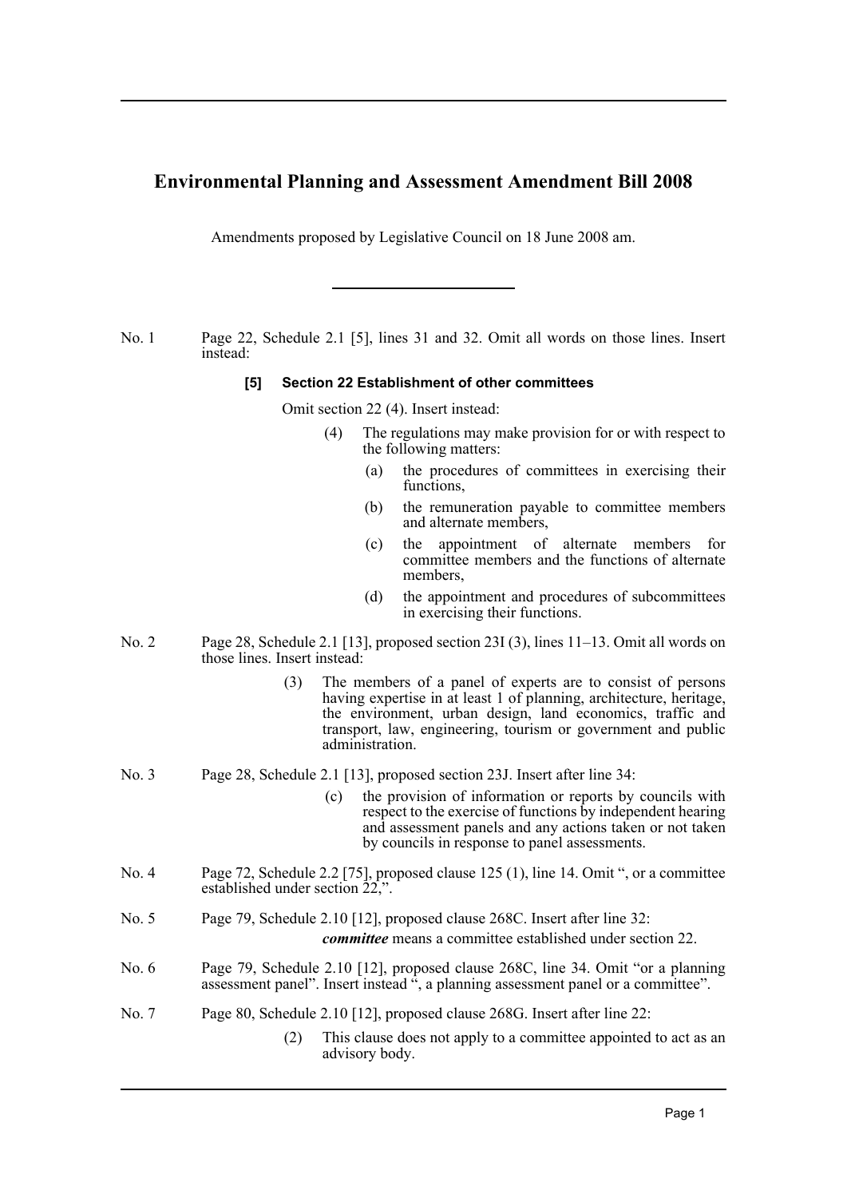# Environmental Planning and Assessment Amendment Bill 2008

Amendments proposed by Legislative Council on 18 June 2008 am.

---

No. 1 Page 22, Schedule 2.1 [5], lines 31 and 32. Omit all words on those lines. Insert instead:

**[5] Section 22 Establishment of other committees**

Omit section 22 (4). Insert instead:

(4) The regulations may make provision for or with respect to the following matters:

(a) the procedures of committees in exercising their functions,

(b) the remuneration payable to committee members and alternate members,

(c) the appointment of alternate members for committee members and the functions of alternate members,

(d) the appointment and procedures of subcommittees in exercising their functions.

No. 2 Page 28, Schedule 2.1 [13], proposed section 23I (3), lines 11–13. Omit all words on those lines. Insert instead:

(3) The members of a panel of experts are to consist of persons having expertise in at least 1 of planning, architecture, heritage, the environment, urban design, land economics, traffic and transport, law, engineering, tourism or government and public administration.

No. 3 Page 28, Schedule 2.1 [13], proposed section 23J. Insert after line 34:

(c) the provision of information or reports by councils with respect to the exercise of functions by independent hearing and assessment panels and any actions taken or not taken by councils in response to panel assessments.

No. 4 Page 72, Schedule 2.2 [75], proposed clause 125 (1), line 14. Omit ", or a committee established under section 22,".

No. 5 Page 79, Schedule 2.10 [12], proposed clause 268C. Insert after line 32:

***committee*** means a committee established under section 22.

No. 6 Page 79, Schedule 2.10 [12], proposed clause 268C, line 34. Omit "or a planning assessment panel". Insert instead ", a planning assessment panel or a committee".

No. 7 Page 80, Schedule 2.10 [12], proposed clause 268G. Insert after line 22:

(2) This clause does not apply to a committee appointed to act as an advisory body.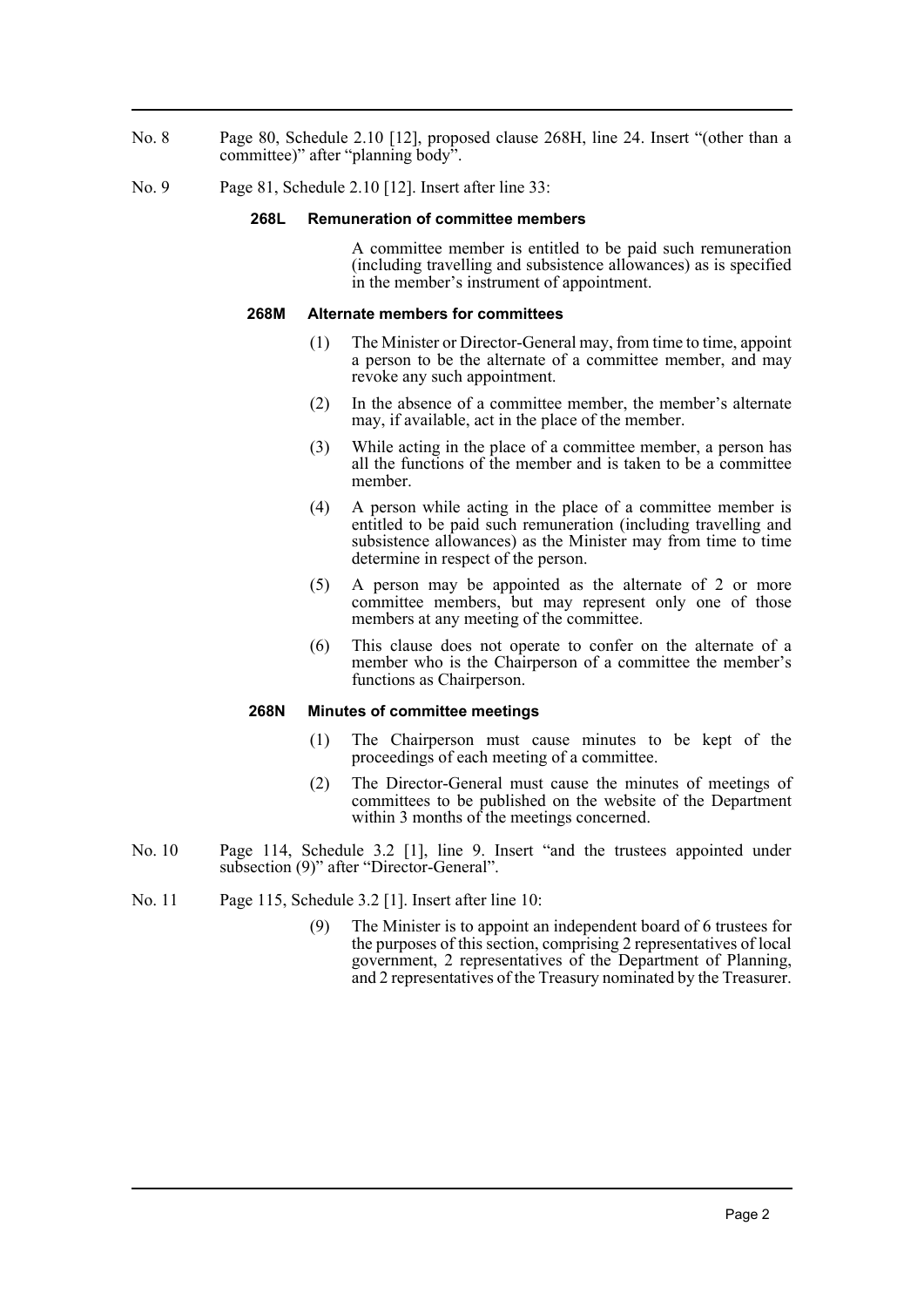No. 8 Page 80, Schedule 2.10 [12], proposed clause 268H, line 24. Insert "(other than a committee)" after "planning body".

No. 9 Page 81, Schedule 2.10 [12]. Insert after line 33:

**268L Remuneration of committee members**

A committee member is entitled to be paid such remuneration (including travelling and subsistence allowances) as is specified in the member's instrument of appointment.

**268M Alternate members for committees**

(1) The Minister or Director-General may, from time to time, appoint a person to be the alternate of a committee member, and may revoke any such appointment.

(2) In the absence of a committee member, the member's alternate may, if available, act in the place of the member.

(3) While acting in the place of a committee member, a person has all the functions of the member and is taken to be a committee member.

(4) A person while acting in the place of a committee member is entitled to be paid such remuneration (including travelling and subsistence allowances) as the Minister may from time to time determine in respect of the person.

(5) A person may be appointed as the alternate of 2 or more committee members, but may represent only one of those members at any meeting of the committee.

(6) This clause does not operate to confer on the alternate of a member who is the Chairperson of a committee the member's functions as Chairperson.

**268N Minutes of committee meetings**

(1) The Chairperson must cause minutes to be kept of the proceedings of each meeting of a committee.

(2) The Director-General must cause the minutes of meetings of committees to be published on the website of the Department within 3 months of the meetings concerned.

No. 10 Page 114, Schedule 3.2 [1], line 9. Insert "and the trustees appointed under subsection (9)" after "Director-General".

No. 11 Page 115, Schedule 3.2 [1]. Insert after line 10:

(9) The Minister is to appoint an independent board of 6 trustees for the purposes of this section, comprising 2 representatives of local government, 2 representatives of the Department of Planning, and 2 representatives of the Treasury nominated by the Treasurer.